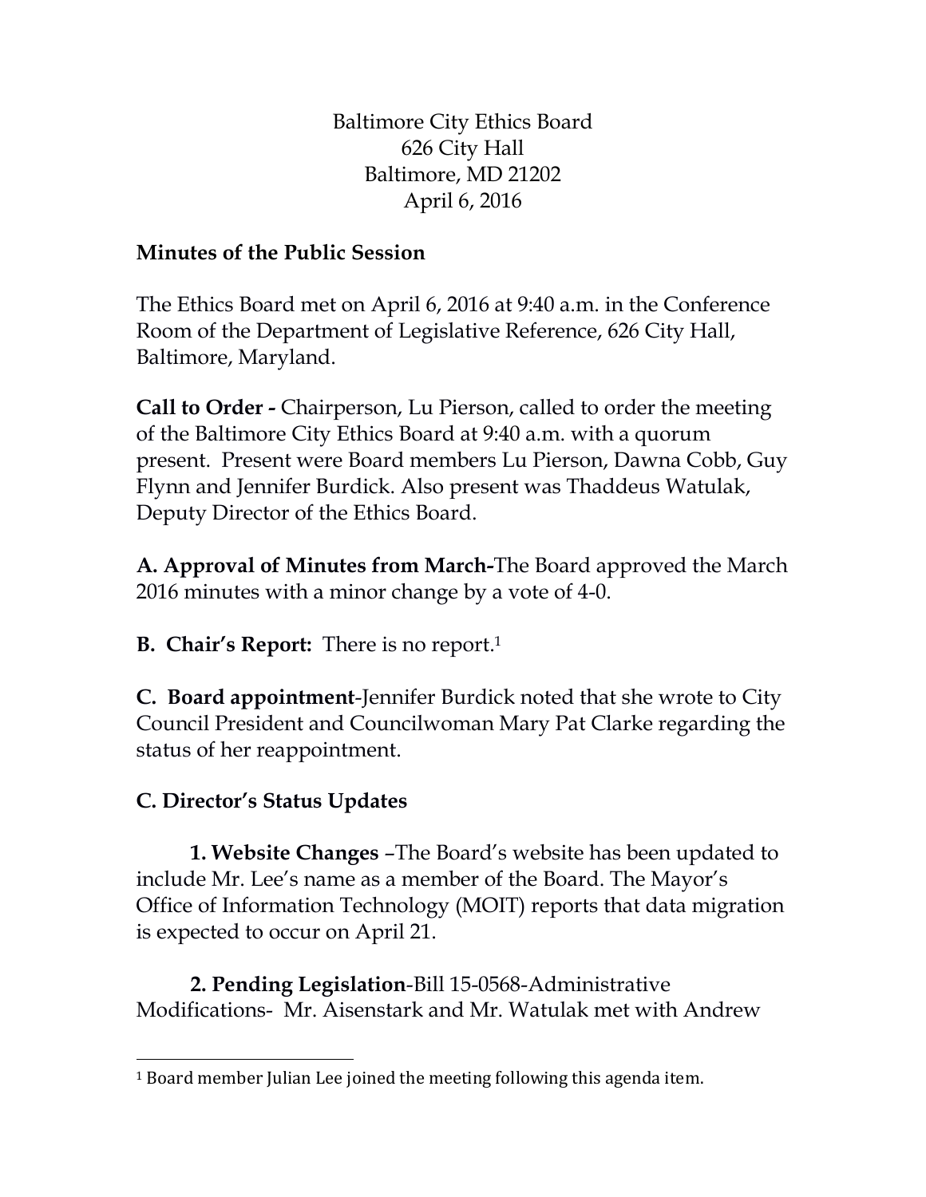Baltimore City Ethics Board
626 City Hall
Baltimore, MD 21202
April 6, 2016

**Minutes of the Public Session**

The Ethics Board met on April 6, 2016 at 9:40 a.m. in the Conference Room of the Department of Legislative Reference, 626 City Hall, Baltimore, Maryland.

**Call to Order -** Chairperson, Lu Pierson, called to order the meeting of the Baltimore City Ethics Board at 9:40 a.m. with a quorum present. Present were Board members Lu Pierson, Dawna Cobb, Guy Flynn and Jennifer Burdick. Also present was Thaddeus Watulak, Deputy Director of the Ethics Board.

**A. Approval of Minutes from March-**The Board approved the March 2016 minutes with a minor change by a vote of 4-0.

**B. Chair's Report:** There is no report.[1]

**C. Board appointment**-Jennifer Burdick noted that she wrote to City Council President and Councilwoman Mary Pat Clarke regarding the status of her reappointment.

**C. Director's Status Updates**

**1. Website Changes** –The Board's website has been updated to include Mr. Lee's name as a member of the Board. The Mayor's Office of Information Technology (MOIT) reports that data migration is expected to occur on April 21.

**2. Pending Legislation**-Bill 15-0568-Administrative Modifications- Mr. Aisenstark and Mr. Watulak met with Andrew

[1] Board member Julian Lee joined the meeting following this agenda item.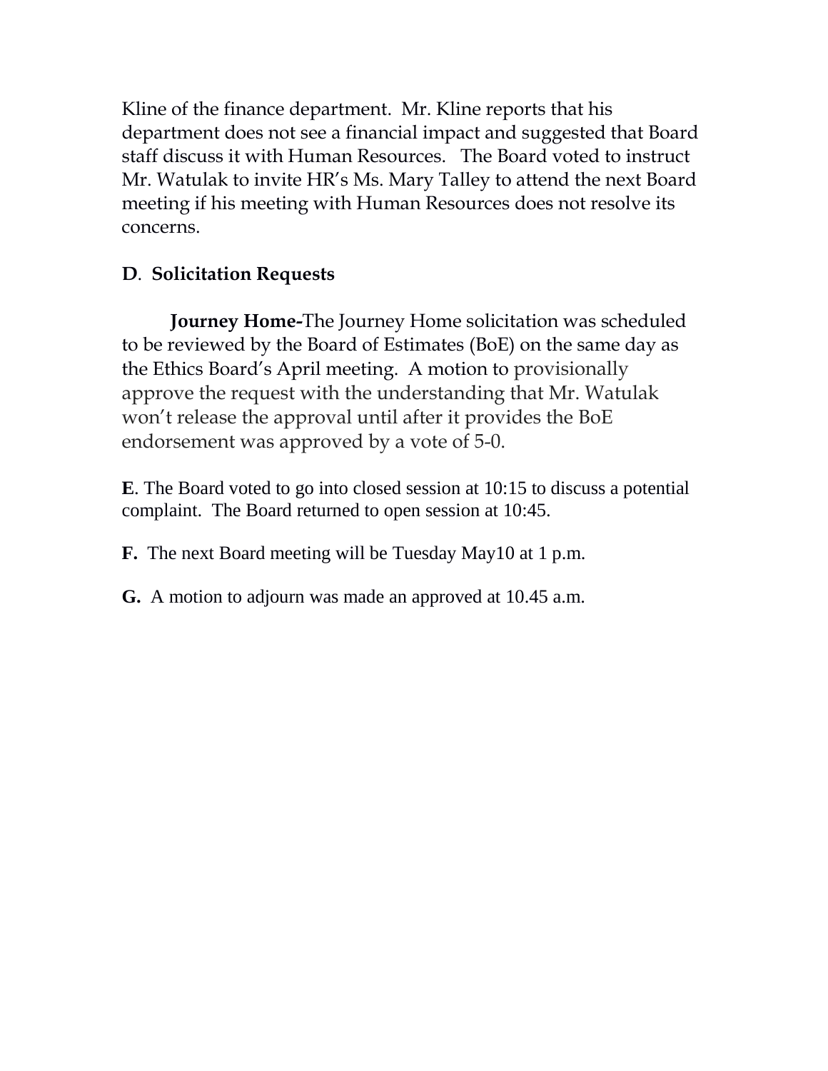Kline of the finance department. Mr. Kline reports that his department does not see a financial impact and suggested that Board staff discuss it with Human Resources. The Board voted to instruct Mr. Watulak to invite HR's Ms. Mary Talley to attend the next Board meeting if his meeting with Human Resources does not resolve its concerns.

**D. Solicitation Requests**

**Journey Home-**The Journey Home solicitation was scheduled to be reviewed by the Board of Estimates (BoE) on the same day as the Ethics Board's April meeting. A motion to provisionally approve the request with the understanding that Mr. Watulak won't release the approval until after it provides the BoE endorsement was approved by a vote of 5-0.

**E**. The Board voted to go into closed session at 10:15 to discuss a potential complaint. The Board returned to open session at 10:45.

**F.** The next Board meeting will be Tuesday May10 at 1 p.m.

**G.** A motion to adjourn was made an approved at 10.45 a.m.